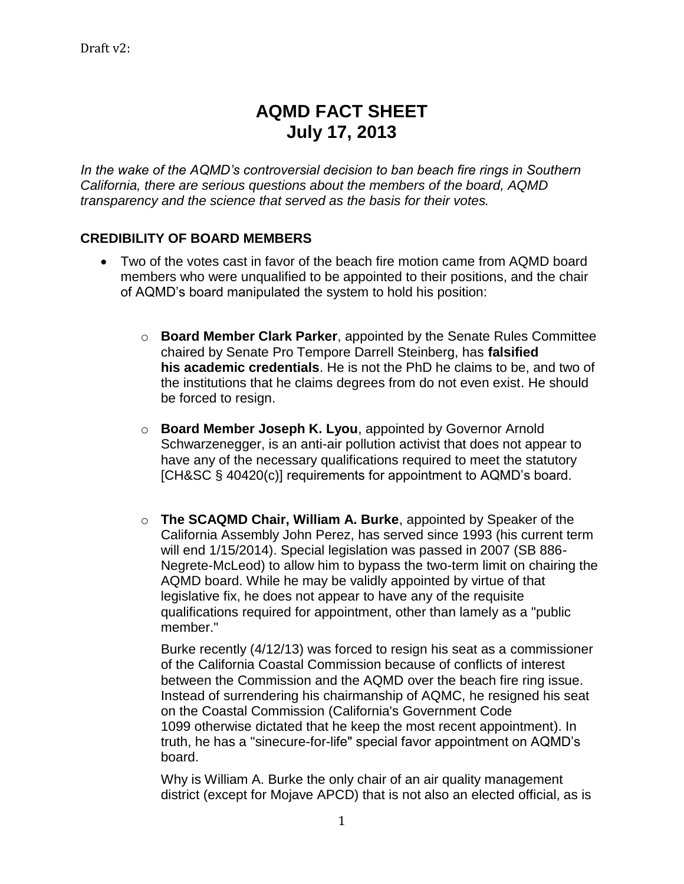Draft v2:

# AQMD FACT SHEET
# July 17, 2013

*In the wake of the AQMD's controversial decision to ban beach fire rings in Southern California, there are serious questions about the members of the board, AQMD transparency and the science that served as the basis for their votes.*

## CREDIBILITY OF BOARD MEMBERS

- Two of the votes cast in favor of the beach fire motion came from AQMD board members who were unqualified to be appointed to their positions, and the chair of AQMD's board manipulated the system to hold his position:

    - **Board Member Clark Parker**, appointed by the Senate Rules Committee chaired by Senate Pro Tempore Darrell Steinberg, has **falsified his academic credentials**. He is not the PhD he claims to be, and two of the institutions that he claims degrees from do not even exist. He should be forced to resign.

    - **Board Member Joseph K. Lyou**, appointed by Governor Arnold Schwarzenegger, is an anti-air pollution activist that does not appear to have any of the necessary qualifications required to meet the statutory [CH&SC § 40420(c)] requirements for appointment to AQMD's board.

    - **The SCAQMD Chair, William A. Burke**, appointed by Speaker of the California Assembly John Perez, has served since 1993 (his current term will end 1/15/2014). Special legislation was passed in 2007 (SB 886-Negrete-McLeod) to allow him to bypass the two-term limit on chairing the AQMD board. While he may be validly appointed by virtue of that legislative fix, he does not appear to have any of the requisite qualifications required for appointment, other than lamely as a "public member."

      Burke recently (4/12/13) was forced to resign his seat as a commissioner of the California Coastal Commission because of conflicts of interest between the Commission and the AQMD over the beach fire ring issue. Instead of surrendering his chairmanship of AQMC, he resigned his seat on the Coastal Commission (California's Government Code 1099 otherwise dictated that he keep the most recent appointment). In truth, he has a "sinecure-for-life" special favor appointment on AQMD's board.

      Why is William A. Burke the only chair of an air quality management district (except for Mojave APCD) that is not also an elected official, as is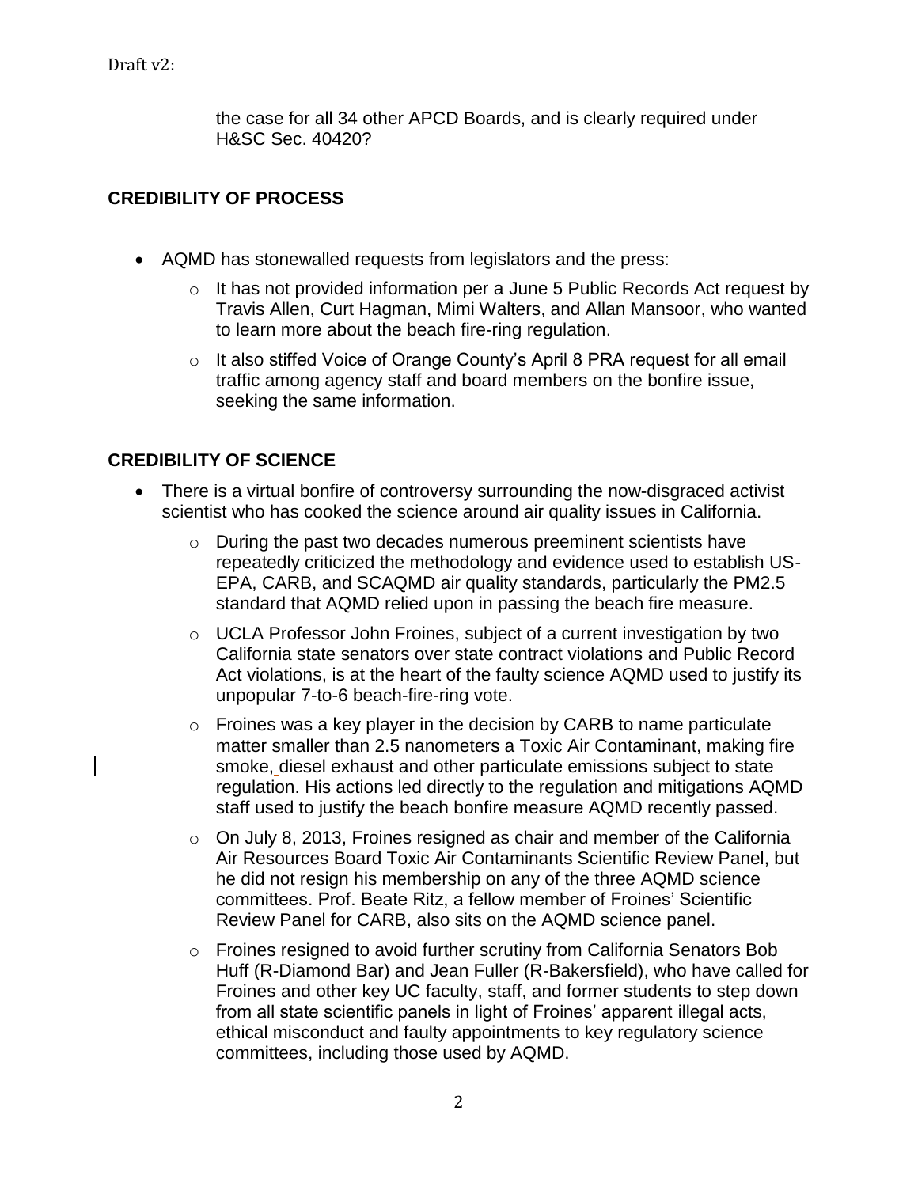Draft v2:

the case for all 34 other APCD Boards, and is clearly required under H&SC Sec. 40420?

## CREDIBILITY OF PROCESS

- AQMD has stonewalled requests from legislators and the press:
  - It has not provided information per a June 5 Public Records Act request by Travis Allen, Curt Hagman, Mimi Walters, and Allan Mansoor, who wanted to learn more about the beach fire-ring regulation.
  - It also stiffed Voice of Orange County's April 8 PRA request for all email traffic among agency staff and board members on the bonfire issue, seeking the same information.

## CREDIBILITY OF SCIENCE

- There is a virtual bonfire of controversy surrounding the now-disgraced activist scientist who has cooked the science around air quality issues in California.
  - During the past two decades numerous preeminent scientists have repeatedly criticized the methodology and evidence used to establish US-EPA, CARB, and SCAQMD air quality standards, particularly the PM2.5 standard that AQMD relied upon in passing the beach fire measure.
  - UCLA Professor John Froines, subject of a current investigation by two California state senators over state contract violations and Public Record Act violations, is at the heart of the faulty science AQMD used to justify its unpopular 7-to-6 beach-fire-ring vote.
  - Froines was a key player in the decision by CARB to name particulate matter smaller than 2.5 nanometers a Toxic Air Contaminant, making fire smoke, diesel exhaust and other particulate emissions subject to state regulation. His actions led directly to the regulation and mitigations AQMD staff used to justify the beach bonfire measure AQMD recently passed.
  - On July 8, 2013, Froines resigned as chair and member of the California Air Resources Board Toxic Air Contaminants Scientific Review Panel, but he did not resign his membership on any of the three AQMD science committees. Prof. Beate Ritz, a fellow member of Froines' Scientific Review Panel for CARB, also sits on the AQMD science panel.
  - Froines resigned to avoid further scrutiny from California Senators Bob Huff (R-Diamond Bar) and Jean Fuller (R-Bakersfield), who have called for Froines and other key UC faculty, staff, and former students to step down from all state scientific panels in light of Froines' apparent illegal acts, ethical misconduct and faulty appointments to key regulatory science committees, including those used by AQMD.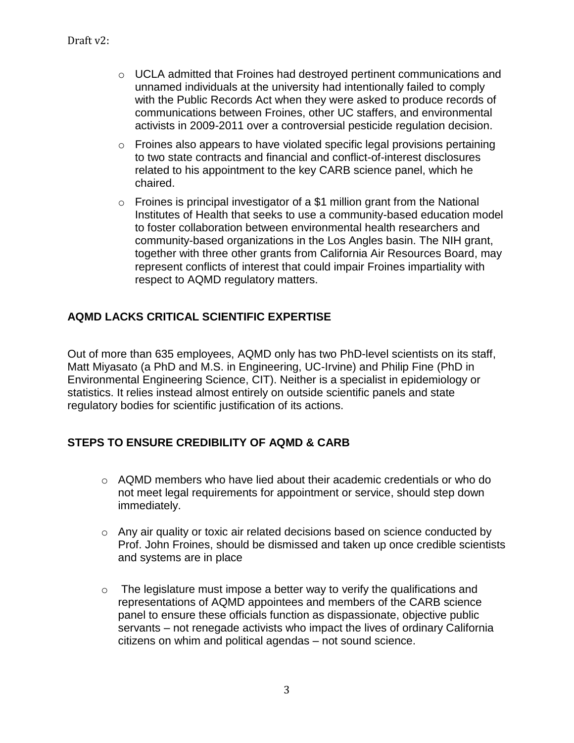Draft v2:

- UCLA admitted that Froines had destroyed pertinent communications and unnamed individuals at the university had intentionally failed to comply with the Public Records Act when they were asked to produce records of communications between Froines, other UC staffers, and environmental activists in 2009-2011 over a controversial pesticide regulation decision.
- Froines also appears to have violated specific legal provisions pertaining to two state contracts and financial and conflict-of-interest disclosures related to his appointment to the key CARB science panel, which he chaired.
- Froines is principal investigator of a $1 million grant from the National Institutes of Health that seeks to use a community-based education model to foster collaboration between environmental health researchers and community-based organizations in the Los Angles basin. The NIH grant, together with three other grants from California Air Resources Board, may represent conflicts of interest that could impair Froines impartiality with respect to AQMD regulatory matters.

## AQMD LACKS CRITICAL SCIENTIFIC EXPERTISE

Out of more than 635 employees, AQMD only has two PhD-level scientists on its staff, Matt Miyasato (a PhD and M.S. in Engineering, UC-Irvine) and Philip Fine (PhD in Environmental Engineering Science, CIT). Neither is a specialist in epidemiology or statistics. It relies instead almost entirely on outside scientific panels and state regulatory bodies for scientific justification of its actions.

## STEPS TO ENSURE CREDIBILITY OF AQMD & CARB

- AQMD members who have lied about their academic credentials or who do not meet legal requirements for appointment or service, should step down immediately.
- Any air quality or toxic air related decisions based on science conducted by Prof. John Froines, should be dismissed and taken up once credible scientists and systems are in place
- The legislature must impose a better way to verify the qualifications and representations of AQMD appointees and members of the CARB science panel to ensure these officials function as dispassionate, objective public servants – not renegade activists who impact the lives of ordinary California citizens on whim and political agendas – not sound science.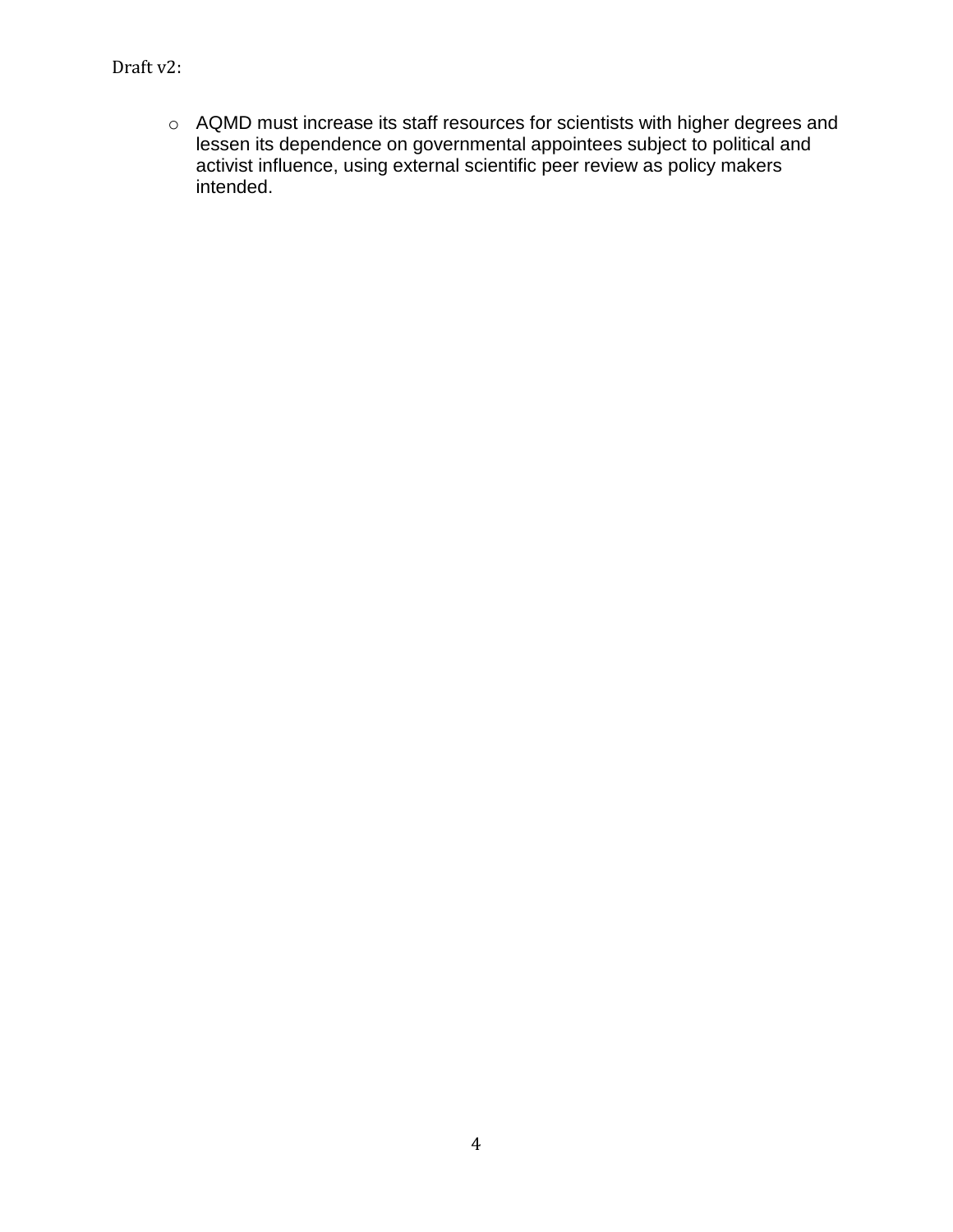- AQMD must increase its staff resources for scientists with higher degrees and lessen its dependence on governmental appointees subject to political and activist influence, using external scientific peer review as policy makers intended.